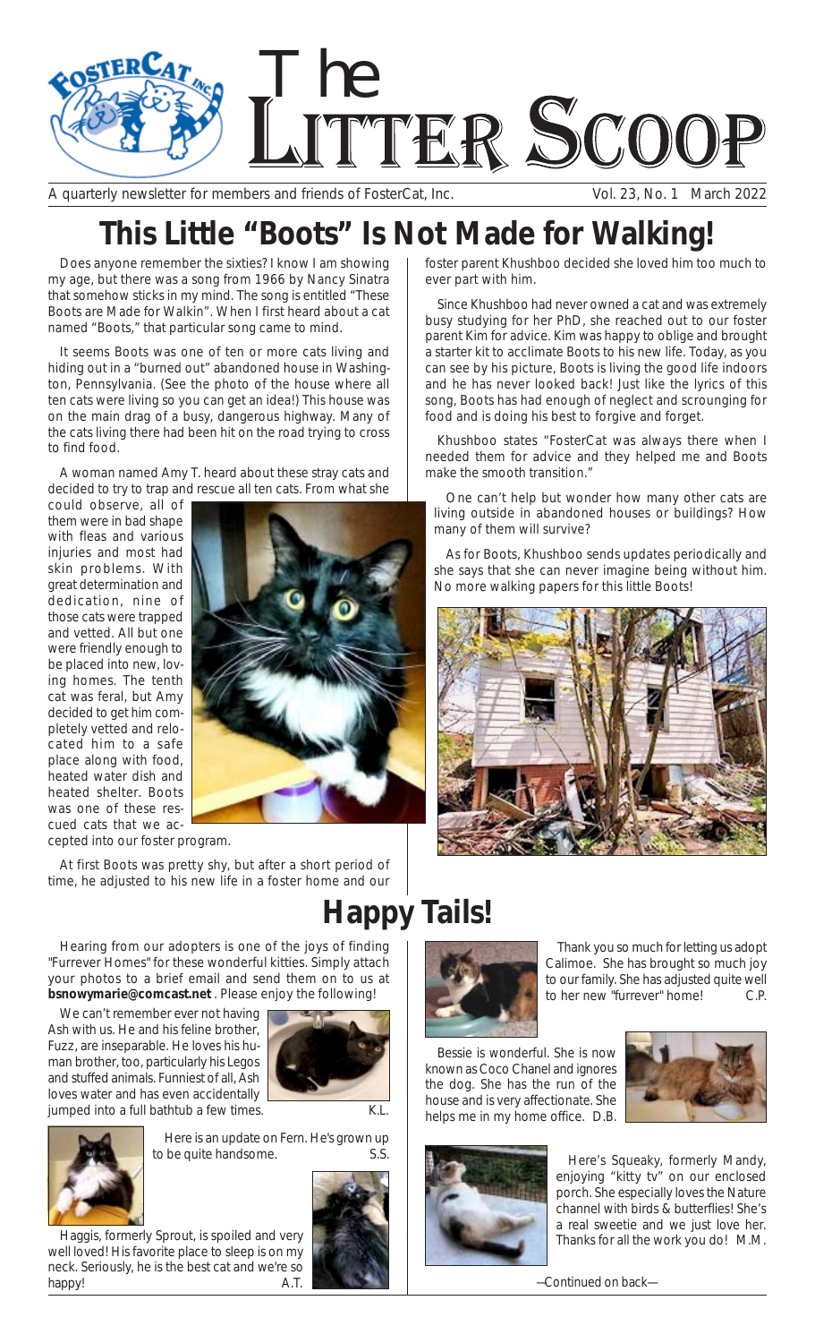# The Litter Scoop

A quarterly newsletter for members and friends of FosterCat, Inc. Vol. 23, No. 1 March 2022

# This Little "Boots" Is Not Made for Walking!

Does anyone remember the sixties? I know I am showing my age, but there was a song from 1966 by Nancy Sinatra that somehow sticks in my mind. The song is entitled "These Boots are Made for Walkin". When I first heard about a cat named "Boots," that particular song came to mind.

It seems Boots was one of ten or more cats living and hiding out in a "burned out" abandoned house in Washington, Pennsylvania. (See the photo of the house where all ten cats were living so you can get an idea!) This house was on the main drag of a busy, dangerous highway. Many of the cats living there had been hit on the road trying to cross to find food.

A woman named Amy T. heard about these stray cats and decided to try to trap and rescue all ten cats. From what she could observe, all of them were in bad shape with fleas and various injuries and most had skin problems. With great determination and dedication, nine of those cats were trapped and vetted. All but one were friendly enough to be placed into new, loving homes. The tenth cat was feral, but Amy decided to get him completely vetted and relocated him to a safe place along with food, heated water dish and heated shelter. Boots was one of these rescued cats that we accepted into our foster program.

At first Boots was pretty shy, but after a short period of time, he adjusted to his new life in a foster home and our foster parent Khushboo decided she loved him too much to ever part with him.

Since Khushboo had never owned a cat and was extremely busy studying for her PhD, she reached out to our foster parent Kim for advice. Kim was happy to oblige and brought a starter kit to acclimate Boots to his new life. Today, as you can see by his picture, Boots is living the good life indoors and he has never looked back! Just like the lyrics of this song, Boots has had enough of neglect and scrounging for food and is doing his best to forgive and forget.

Khushboo states "FosterCat was always there when I needed them for advice and they helped me and Boots make the smooth transition."

One can't help but wonder how many other cats are living outside in abandoned houses or buildings? How many of them will survive?

As for Boots, Khushboo sends updates periodically and she says that she can never imagine being without him. No more walking papers for this little Boots!

# Happy Tails!

Hearing from our adopters is one of the joys of finding "Furrever Homes" for these wonderful kitties. Simply attach your photos to a brief email and send them on to us at **bsnowymarie@comcast.net** . Please enjoy the following!

We can't remember ever not having Ash with us. He and his feline brother, Fuzz, are inseparable. He loves his human brother, too, particularly his Legos and stuffed animals. Funniest of all, Ash loves water and has even accidentally jumped into a full bathtub a few times. K.L.

Here is an update on Fern. He's grown up to be quite handsome. S.S.

Haggis, formerly Sprout, is spoiled and very well loved! His favorite place to sleep is on my neck. Seriously, he is the best cat and we're so happy! A.T.

Thank you so much for letting us adopt Calimoe. She has brought so much joy to our family. She has adjusted quite well to her new "furrever" home! C.P.

Bessie is wonderful. She is now known as Coco Chanel and ignores the dog. She has the run of the house and is very affectionate. She helps me in my home office. D.B.

Here's Squeaky, formerly Mandy, enjoying "kitty tv" on our enclosed porch. She especially loves the Nature channel with birds & butterflies! She's a real sweetie and we just love her. Thanks for all the work you do! M.M.

—Continued on back—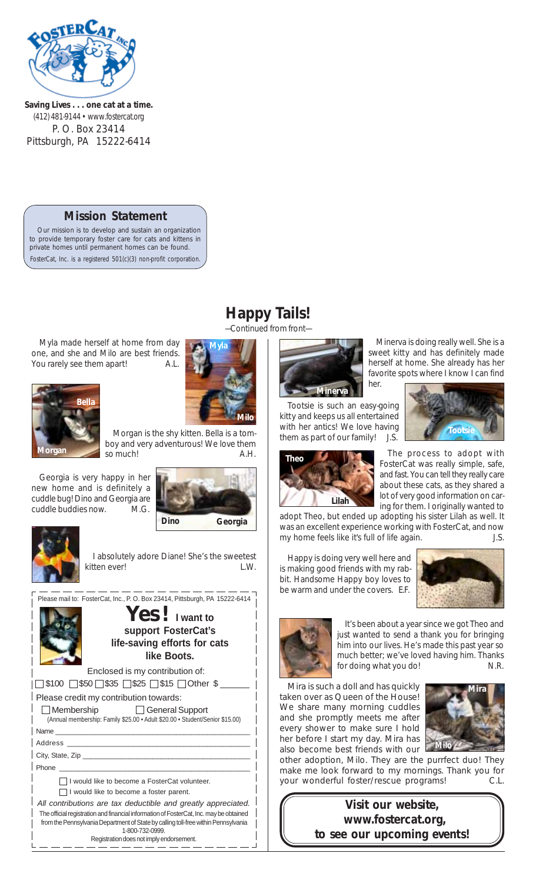**Saving Lives . . . one cat at a time.**
(412) 481-9144 • www.fostercat.org
P. O. Box 23414
Pittsburgh, PA 15222-6414

## Mission Statement

Our mission is to develop and sustain an organization to provide temporary foster care for cats and kittens in private homes until permanent homes can be found.

*FosterCat, Inc. is a registered 501(c)(3) non-profit corporation.*

# Happy Tails!

—Continued from front—

Myla made herself at home from day one, and she and Milo are best friends. You rarely see them apart! A.L.

Morgan is the shy kitten. Bella is a tomboy and very adventurous! We love them so much! A.H.

Georgia is very happy in her new home and is definitely a cuddle bug! Dino and Georgia are cuddle buddies now. M.G.

I absolutely adore Diane! She's the sweetest kitten ever! L.W.

Minerva is doing really well. She is a sweet kitty and has definitely made herself at home. She already has her favorite spots where I know I can find her.

Tootsie is such an easy-going kitty and keeps us all entertained with her antics! We love having them as part of our family! J.S.

The process to adopt with FosterCat was really simple, safe, and fast. You can tell they really care about these cats, as they shared a lot of very good information on caring for them. I originally wanted to adopt Theo, but ended up adopting his sister Lilah as well. It was an excellent experience working with FosterCat, and now my home feels like it's full of life again. J.S.

Happy is doing very well here and is making good friends with my rabbit. Handsome Happy boy loves to be warm and under the covers. E.F.

It's been about a year since we got Theo and just wanted to send a thank you for bringing him into our lives. He's made this past year so much better; we've loved having him. Thanks for doing what you do! N.R.

Mira is such a doll and has quickly taken over as Queen of the House! We share many morning cuddles and she promptly meets me after every shower to make sure I hold her before I start my day. Mira has also become best friends with our other adoption, Milo. They are the purrfect duo! They make me look forward to my mornings. Thank you for your wonderful foster/rescue programs! C.L.

---

Please mail to: FosterCat, Inc., P. O. Box 23414, Pittsburgh, PA 15222-6414

**Yes! I want to support FosterCat's life-saving efforts for cats like Boots.**

Enclosed is my contribution of:

☐ $100 ☐ $50 ☐ $35 ☐ $25 ☐ $15 ☐ Other $ ______

Please credit my contribution towards:

☐ Membership ☐ General Support

(Annual membership: Family $25.00 • Adult $20.00 • Student/Senior $15.00)

Name ______________________________

Address ______________________________

City, State, Zip ______________________________

Phone ______________________________

☐ I would like to become a FosterCat volunteer.

☐ I would like to become a foster parent.

*All contributions are tax deductible and greatly appreciated.*

The official registration and financial information of FosterCat, Inc. may be obtained from the Pennsylvania Department of State by calling toll-free within Pennsylvania 1-800-732-0999.
Registration does not imply endorsement.

---

**Visit our website, www.fostercat.org, to see our upcoming events!**